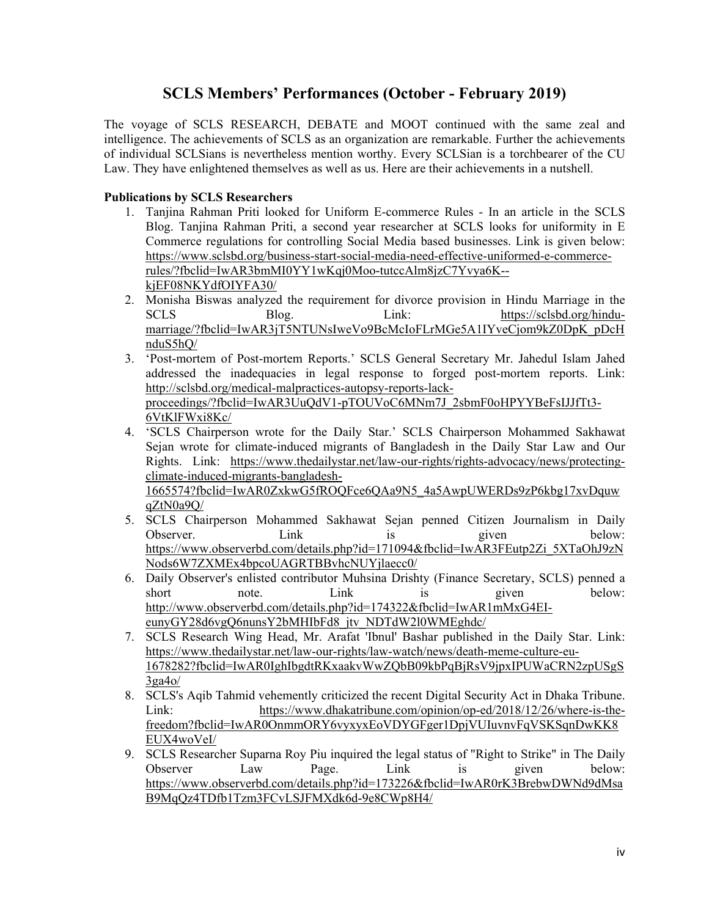# SCLS Members' Performances (October - February 2019)

The voyage of SCLS RESEARCH, DEBATE and MOOT continued with the same zeal and intelligence. The achievements of SCLS as an organization are remarkable. Further the achievements of individual SCLSians is nevertheless mention worthy. Every SCLSian is a torchbearer of the CU Law. They have enlightened themselves as well as us. Here are their achievements in a nutshell.

**Publications by SCLS Researchers**

1. Tanjina Rahman Priti looked for Uniform E-commerce Rules - In an article in the SCLS Blog. Tanjina Rahman Priti, a second year researcher at SCLS looks for uniformity in E Commerce regulations for controlling Social Media based businesses. Link is given below: https://www.sclsbd.org/business-start-social-media-need-effective-uniformed-e-commerce-rules/?fbclid=IwAR3bmMI0YY1wKqj0Moo-tutccAlm8jzC7Yvya6K--kjEF08NKYdfOIYFA30/
2. Monisha Biswas analyzed the requirement for divorce provision in Hindu Marriage in the SCLS Blog. Link: https://sclsbd.org/hindu-marriage/?fbclid=IwAR3jT5NTUNsIweVo9BcMcIoFLrMGe5A1IYveCjom9kZ0DpK_pDcHnduS5hQ/
3. 'Post-mortem of Post-mortem Reports.' SCLS General Secretary Mr. Jahedul Islam Jahed addressed the inadequacies in legal response to forged post-mortem reports. Link: http://sclsbd.org/medical-malpractices-autopsy-reports-lack-proceedings/?fbclid=IwAR3UuQdV1-pTOUVoC6MNm7J_2sbmF0oHPYYBeFsIJJfTt3-6VtKlFWxi8Kc/
4. 'SCLS Chairperson wrote for the Daily Star.' SCLS Chairperson Mohammed Sakhawat Sejan wrote for climate-induced migrants of Bangladesh in the Daily Star Law and Our Rights. Link: https://www.thedailystar.net/law-our-rights/rights-advocacy/news/protecting-climate-induced-migrants-bangladesh-1665574?fbclid=IwAR0ZxkwG5fROQFce6QAa9N5_4a5AwpUWERDs9zP6kbg17xvDquwqZtN0a9Q/
5. SCLS Chairperson Mohammed Sakhawat Sejan penned Citizen Journalism in Daily Observer. Link is given below: https://www.observerbd.com/details.php?id=171094&fbclid=IwAR3FEutp2Zi_5XTaOhJ9zNNods6W7ZXMEx4bpcoUAGRTBBvhcNUYjlaecc0/
6. Daily Observer's enlisted contributor Muhsina Drishty (Finance Secretary, SCLS) penned a short note. Link is given below: http://www.observerbd.com/details.php?id=174322&fbclid=IwAR1mMxG4EI-eunyGY28d6vgQ6nunsY2bMHIbFd8_jtv_NDTdW2l0WMEghdc/
7. SCLS Research Wing Head, Mr. Arafat 'Ibnul' Bashar published in the Daily Star. Link: https://www.thedailystar.net/law-our-rights/law-watch/news/death-meme-culture-eu-1678282?fbclid=IwAR0IghIbgdtRKxaakvWwZQbB09kbPqBjRsV9jpxIPUWaCRN2zpUSgS3ga4o/
8. SCLS's Aqib Tahmid vehemently criticized the recent Digital Security Act in Dhaka Tribune. Link: https://www.dhakatribune.com/opinion/op-ed/2018/12/26/where-is-the-freedom?fbclid=IwAR0OnmmORY6vyxyxEoVDYGFger1DpjVUIuvnvFqVSKSqnDwKK8EUX4woVeI/
9. SCLS Researcher Suparna Roy Piu inquired the legal status of "Right to Strike" in The Daily Observer Law Page. Link is given below: https://www.observerbd.com/details.php?id=173226&fbclid=IwAR0rK3BrebwDWNd9dMsaB9MqQz4TDfb1Tzm3FCvLSJFMXdk6d-9e8CWp8H4/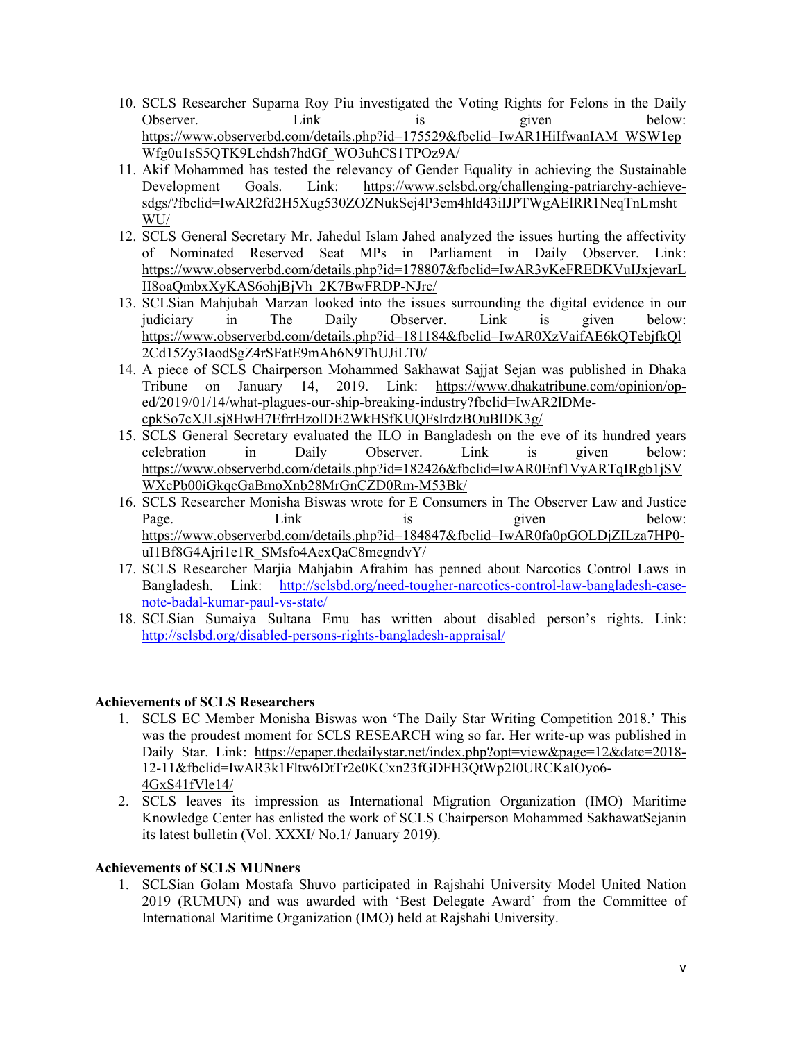10. SCLS Researcher Suparna Roy Piu investigated the Voting Rights for Felons in the Daily Observer. Link is given below: https://www.observerbd.com/details.php?id=175529&fbclid=IwAR1HiIfwanIAM_WSW1epWfg0u1sS5QTK9Lchdsh7hdGf_WO3uhCS1TPOz9A/
11. Akif Mohammed has tested the relevancy of Gender Equality in achieving the Sustainable Development Goals. Link: https://www.sclsbd.org/challenging-patriarchy-achieve-sdgs/?fbclid=IwAR2fd2H5Xug530ZOZNukSej4P3em4hld43iIJPTWgAElRR1NeqTnLmshtWU/
12. SCLS General Secretary Mr. Jahedul Islam Jahed analyzed the issues hurting the affectivity of Nominated Reserved Seat MPs in Parliament in Daily Observer. Link: https://www.observerbd.com/details.php?id=178807&fbclid=IwAR3yKeFREDKVuIJxjevarLII8oaQmbxXyKAS6ohjBjVh_2K7BwFRDP-NJrc/
13. SCLSian Mahjubah Marzan looked into the issues surrounding the digital evidence in our judiciary in The Daily Observer. Link is given below: https://www.observerbd.com/details.php?id=181184&fbclid=IwAR0XzVaifAE6kQTebjfkQl2Cd15Zy3IaodSgZ4rSFatE9mAh6N9ThUJiLT0/
14. A piece of SCLS Chairperson Mohammed Sakhawat Sajjat Sejan was published in Dhaka Tribune on January 14, 2019. Link: https://www.dhakatribune.com/opinion/op-ed/2019/01/14/what-plagues-our-ship-breaking-industry?fbclid=IwAR2lDMe-cpkSo7cXJLsj8HwH7EfrrHzolDE2WkHSfKUQFsIrdzBOuBlDK3g/
15. SCLS General Secretary evaluated the ILO in Bangladesh on the eve of its hundred years celebration in Daily Observer. Link is given below: https://www.observerbd.com/details.php?id=182426&fbclid=IwAR0Enf1VyARTqIRgb1jSVWXcPb00iGkqcGaBmoXnb28MrGnCZD0Rm-M53Bk/
16. SCLS Researcher Monisha Biswas wrote for E Consumers in The Observer Law and Justice Page. Link is given below: https://www.observerbd.com/details.php?id=184847&fbclid=IwAR0fa0pGOLDjZILza7HP0-uI1Bf8G4Ajri1e1R_SMsfo4AexQaC8megndvY/
17. SCLS Researcher Marjia Mahjabin Afrahim has penned about Narcotics Control Laws in Bangladesh. Link: http://sclsbd.org/need-tougher-narcotics-control-law-bangladesh-case-note-badal-kumar-paul-vs-state/
18. SCLSian Sumaiya Sultana Emu has written about disabled person's rights. Link: http://sclsbd.org/disabled-persons-rights-bangladesh-appraisal/

**Achievements of SCLS Researchers**

1. SCLS EC Member Monisha Biswas won 'The Daily Star Writing Competition 2018.' This was the proudest moment for SCLS RESEARCH wing so far. Her write-up was published in Daily Star. Link: https://epaper.thedailystar.net/index.php?opt=view&page=12&date=2018-12-11&fbclid=IwAR3k1Fltw6DtTr2e0KCxn23fGDFH3QtWp2I0URCKaIOyo6-4GxS41fVle14/
2. SCLS leaves its impression as International Migration Organization (IMO) Maritime Knowledge Center has enlisted the work of SCLS Chairperson Mohammed SakhawatSejanin its latest bulletin (Vol. XXXI/ No.1/ January 2019).

**Achievements of SCLS MUNners**

1. SCLSian Golam Mostafa Shuvo participated in Rajshahi University Model United Nation 2019 (RUMUN) and was awarded with 'Best Delegate Award' from the Committee of International Maritime Organization (IMO) held at Rajshahi University.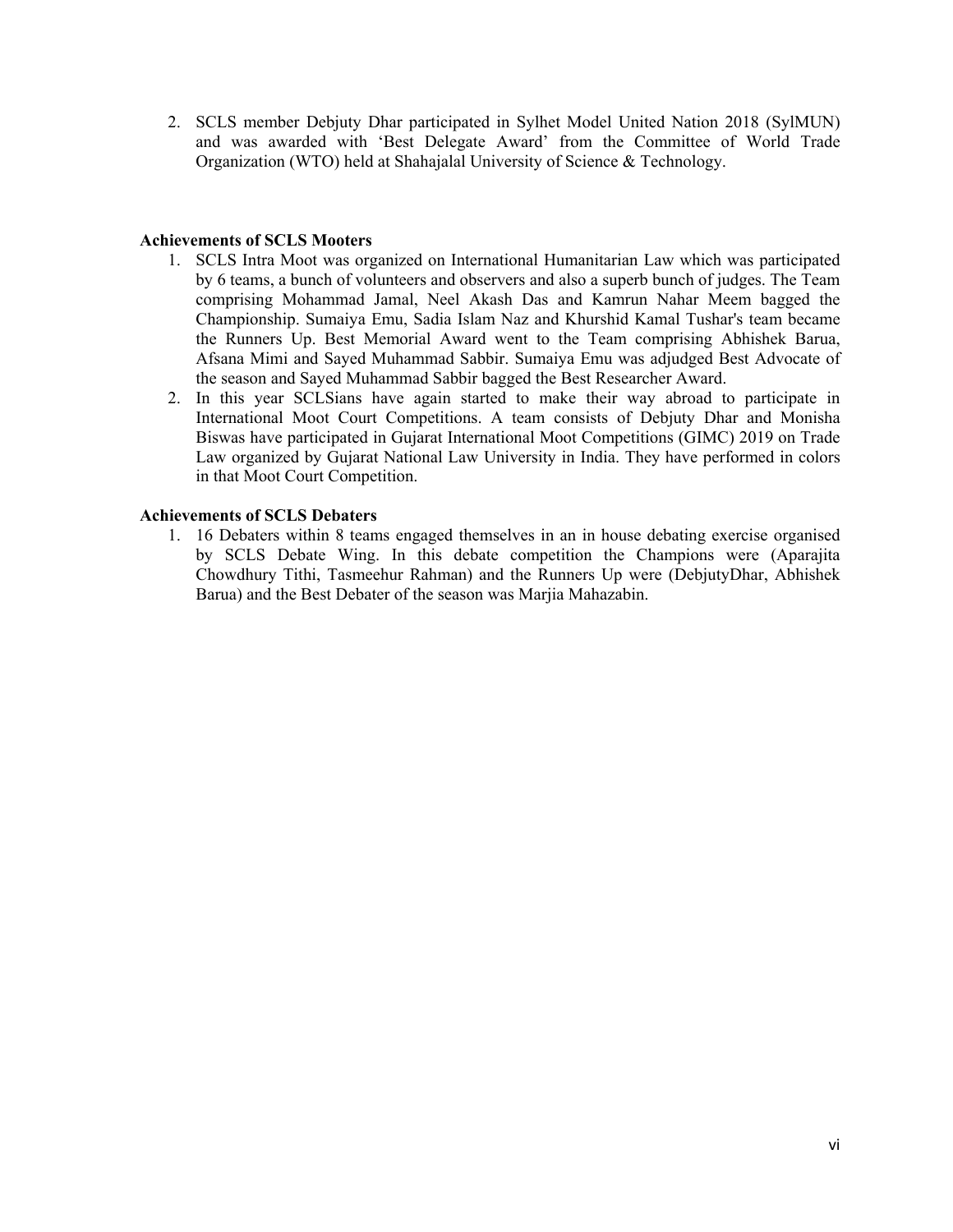2. SCLS member Debjuty Dhar participated in Sylhet Model United Nation 2018 (SylMUN) and was awarded with 'Best Delegate Award' from the Committee of World Trade Organization (WTO) held at Shahajalal University of Science & Technology.

**Achievements of SCLS Mooters**

1. SCLS Intra Moot was organized on International Humanitarian Law which was participated by 6 teams, a bunch of volunteers and observers and also a superb bunch of judges. The Team comprising Mohammad Jamal, Neel Akash Das and Kamrun Nahar Meem bagged the Championship. Sumaiya Emu, Sadia Islam Naz and Khurshid Kamal Tushar's team became the Runners Up. Best Memorial Award went to the Team comprising Abhishek Barua, Afsana Mimi and Sayed Muhammad Sabbir. Sumaiya Emu was adjudged Best Advocate of the season and Sayed Muhammad Sabbir bagged the Best Researcher Award.
2. In this year SCLSians have again started to make their way abroad to participate in International Moot Court Competitions. A team consists of Debjuty Dhar and Monisha Biswas have participated in Gujarat International Moot Competitions (GIMC) 2019 on Trade Law organized by Gujarat National Law University in India. They have performed in colors in that Moot Court Competition.

**Achievements of SCLS Debaters**

1. 16 Debaters within 8 teams engaged themselves in an in house debating exercise organised by SCLS Debate Wing. In this debate competition the Champions were (Aparajita Chowdhury Tithi, Tasmeehur Rahman) and the Runners Up were (DebjutyDhar, Abhishek Barua) and the Best Debater of the season was Marjia Mahazabin.